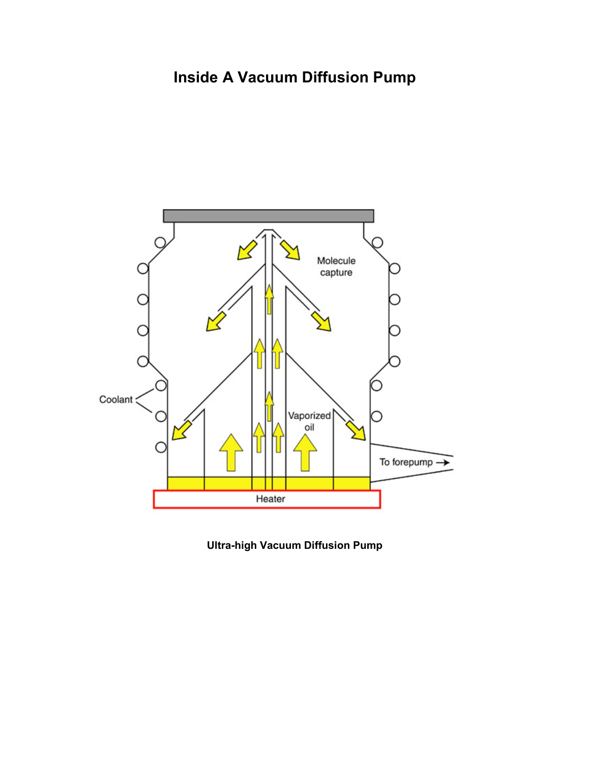# Inside A Vacuum Diffusion Pump

Molecule capture

Coolant

Vaporized oil

To forepump →

Heater

**Ultra-high Vacuum Diffusion Pump**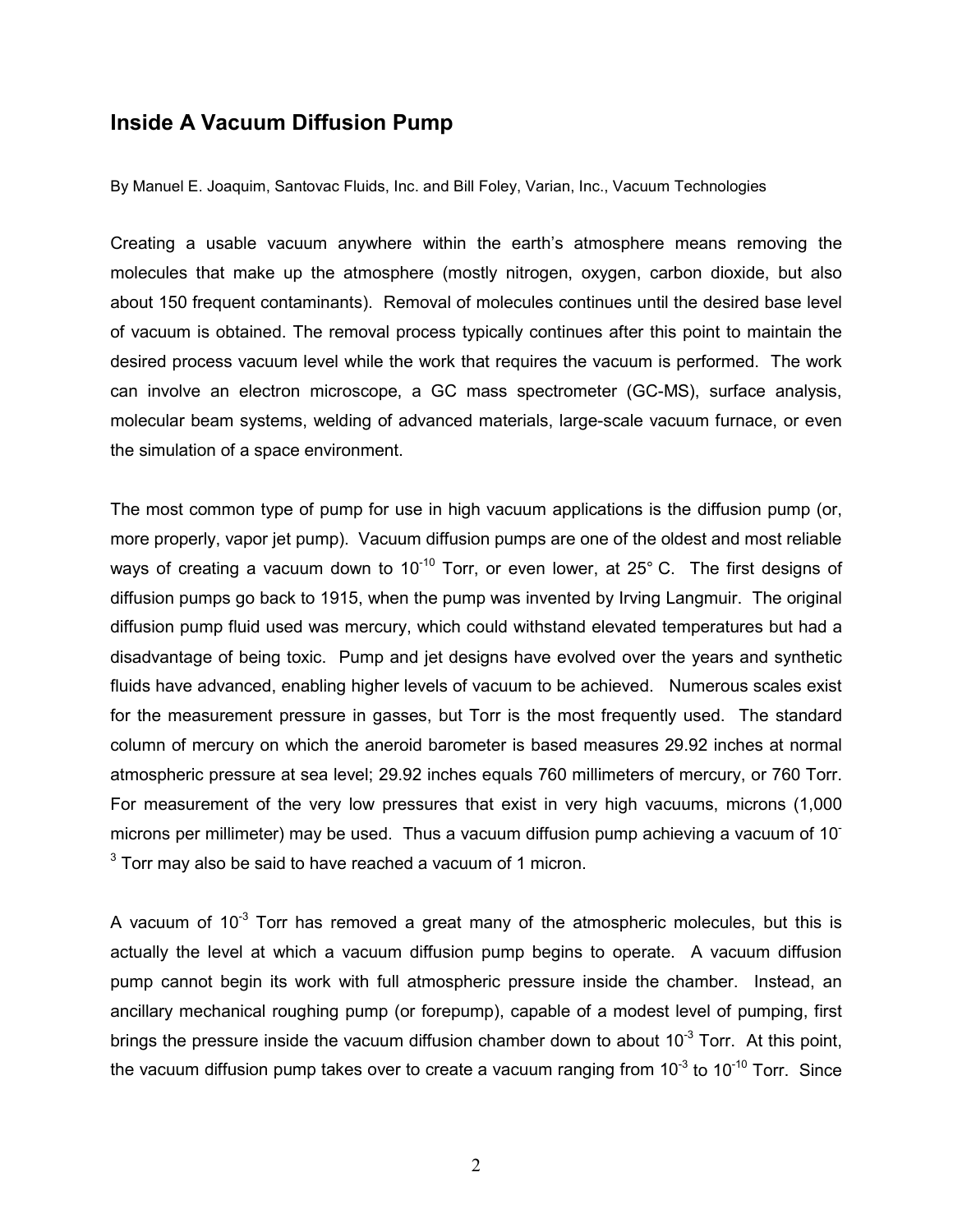## Inside A Vacuum Diffusion Pump

By Manuel E. Joaquim, Santovac Fluids, Inc. and Bill Foley, Varian, Inc., Vacuum Technologies

Creating a usable vacuum anywhere within the earth's atmosphere means removing the molecules that make up the atmosphere (mostly nitrogen, oxygen, carbon dioxide, but also about 150 frequent contaminants). Removal of molecules continues until the desired base level of vacuum is obtained. The removal process typically continues after this point to maintain the desired process vacuum level while the work that requires the vacuum is performed. The work can involve an electron microscope, a GC mass spectrometer (GC-MS), surface analysis, molecular beam systems, welding of advanced materials, large-scale vacuum furnace, or even the simulation of a space environment.

The most common type of pump for use in high vacuum applications is the diffusion pump (or, more properly, vapor jet pump). Vacuum diffusion pumps are one of the oldest and most reliable ways of creating a vacuum down to $10^{-10}$ Torr, or even lower, at 25° C. The first designs of diffusion pumps go back to 1915, when the pump was invented by Irving Langmuir. The original diffusion pump fluid used was mercury, which could withstand elevated temperatures but had a disadvantage of being toxic. Pump and jet designs have evolved over the years and synthetic fluids have advanced, enabling higher levels of vacuum to be achieved. Numerous scales exist for the measurement pressure in gasses, but Torr is the most frequently used. The standard column of mercury on which the aneroid barometer is based measures 29.92 inches at normal atmospheric pressure at sea level; 29.92 inches equals 760 millimeters of mercury, or 760 Torr. For measurement of the very low pressures that exist in very high vacuums, microns (1,000 microns per millimeter) may be used. Thus a vacuum diffusion pump achieving a vacuum of $10^{-3}$ Torr may also be said to have reached a vacuum of 1 micron.

A vacuum of $10^{-3}$ Torr has removed a great many of the atmospheric molecules, but this is actually the level at which a vacuum diffusion pump begins to operate. A vacuum diffusion pump cannot begin its work with full atmospheric pressure inside the chamber. Instead, an ancillary mechanical roughing pump (or forepump), capable of a modest level of pumping, first brings the pressure inside the vacuum diffusion chamber down to about $10^{-3}$ Torr. At this point, the vacuum diffusion pump takes over to create a vacuum ranging from $10^{-3}$ to $10^{-10}$ Torr. Since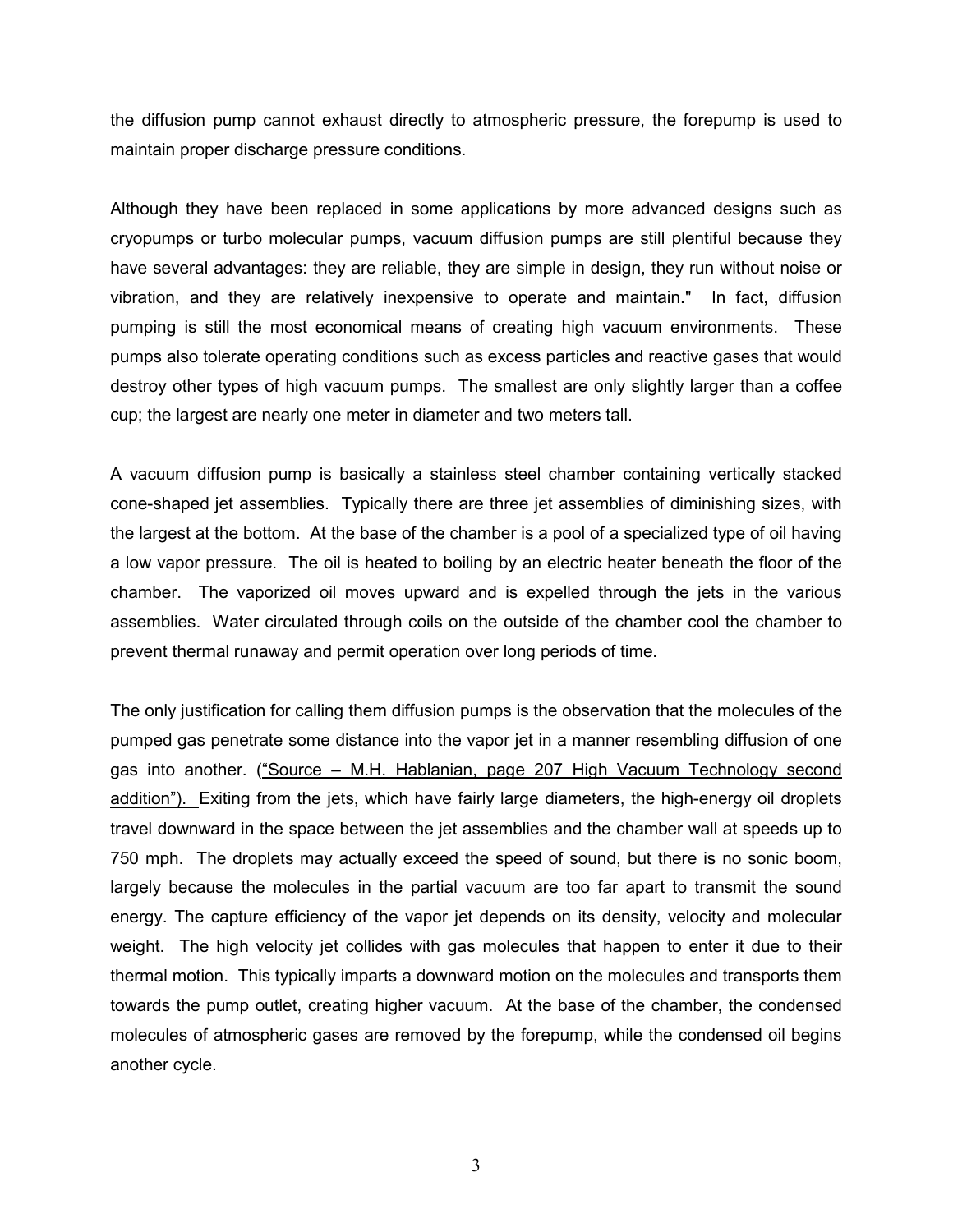the diffusion pump cannot exhaust directly to atmospheric pressure, the forepump is used to maintain proper discharge pressure conditions.

Although they have been replaced in some applications by more advanced designs such as cryopumps or turbo molecular pumps, vacuum diffusion pumps are still plentiful because they have several advantages: they are reliable, they are simple in design, they run without noise or vibration, and they are relatively inexpensive to operate and maintain." In fact, diffusion pumping is still the most economical means of creating high vacuum environments. These pumps also tolerate operating conditions such as excess particles and reactive gases that would destroy other types of high vacuum pumps. The smallest are only slightly larger than a coffee cup; the largest are nearly one meter in diameter and two meters tall.

A vacuum diffusion pump is basically a stainless steel chamber containing vertically stacked cone-shaped jet assemblies. Typically there are three jet assemblies of diminishing sizes, with the largest at the bottom. At the base of the chamber is a pool of a specialized type of oil having a low vapor pressure. The oil is heated to boiling by an electric heater beneath the floor of the chamber. The vaporized oil moves upward and is expelled through the jets in the various assemblies. Water circulated through coils on the outside of the chamber cool the chamber to prevent thermal runaway and permit operation over long periods of time.

The only justification for calling them diffusion pumps is the observation that the molecules of the pumped gas penetrate some distance into the vapor jet in a manner resembling diffusion of one gas into another. (<u>"Source – M.H. Hablanian, page 207 High Vacuum Technology second addition").</u> Exiting from the jets, which have fairly large diameters, the high-energy oil droplets travel downward in the space between the jet assemblies and the chamber wall at speeds up to 750 mph. The droplets may actually exceed the speed of sound, but there is no sonic boom, largely because the molecules in the partial vacuum are too far apart to transmit the sound energy. The capture efficiency of the vapor jet depends on its density, velocity and molecular weight. The high velocity jet collides with gas molecules that happen to enter it due to their thermal motion. This typically imparts a downward motion on the molecules and transports them towards the pump outlet, creating higher vacuum. At the base of the chamber, the condensed molecules of atmospheric gases are removed by the forepump, while the condensed oil begins another cycle.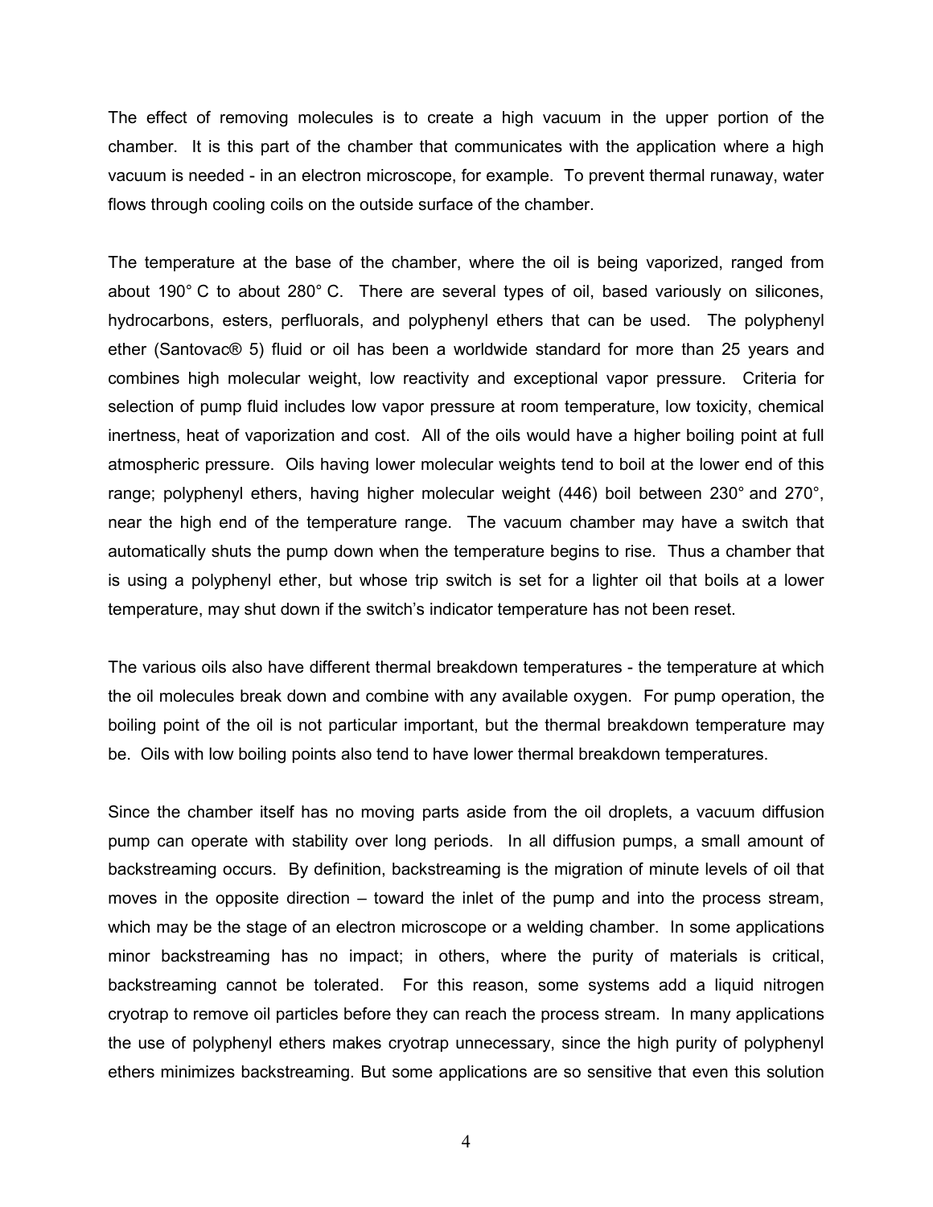The effect of removing molecules is to create a high vacuum in the upper portion of the chamber. It is this part of the chamber that communicates with the application where a high vacuum is needed - in an electron microscope, for example. To prevent thermal runaway, water flows through cooling coils on the outside surface of the chamber.

The temperature at the base of the chamber, where the oil is being vaporized, ranged from about 190° C to about 280° C. There are several types of oil, based variously on silicones, hydrocarbons, esters, perfluorals, and polyphenyl ethers that can be used. The polyphenyl ether (Santovac® 5) fluid or oil has been a worldwide standard for more than 25 years and combines high molecular weight, low reactivity and exceptional vapor pressure. Criteria for selection of pump fluid includes low vapor pressure at room temperature, low toxicity, chemical inertness, heat of vaporization and cost. All of the oils would have a higher boiling point at full atmospheric pressure. Oils having lower molecular weights tend to boil at the lower end of this range; polyphenyl ethers, having higher molecular weight (446) boil between 230° and 270°, near the high end of the temperature range. The vacuum chamber may have a switch that automatically shuts the pump down when the temperature begins to rise. Thus a chamber that is using a polyphenyl ether, but whose trip switch is set for a lighter oil that boils at a lower temperature, may shut down if the switch's indicator temperature has not been reset.

The various oils also have different thermal breakdown temperatures - the temperature at which the oil molecules break down and combine with any available oxygen. For pump operation, the boiling point of the oil is not particular important, but the thermal breakdown temperature may be. Oils with low boiling points also tend to have lower thermal breakdown temperatures.

Since the chamber itself has no moving parts aside from the oil droplets, a vacuum diffusion pump can operate with stability over long periods. In all diffusion pumps, a small amount of backstreaming occurs. By definition, backstreaming is the migration of minute levels of oil that moves in the opposite direction – toward the inlet of the pump and into the process stream, which may be the stage of an electron microscope or a welding chamber. In some applications minor backstreaming has no impact; in others, where the purity of materials is critical, backstreaming cannot be tolerated. For this reason, some systems add a liquid nitrogen cryotrap to remove oil particles before they can reach the process stream. In many applications the use of polyphenyl ethers makes cryotrap unnecessary, since the high purity of polyphenyl ethers minimizes backstreaming. But some applications are so sensitive that even this solution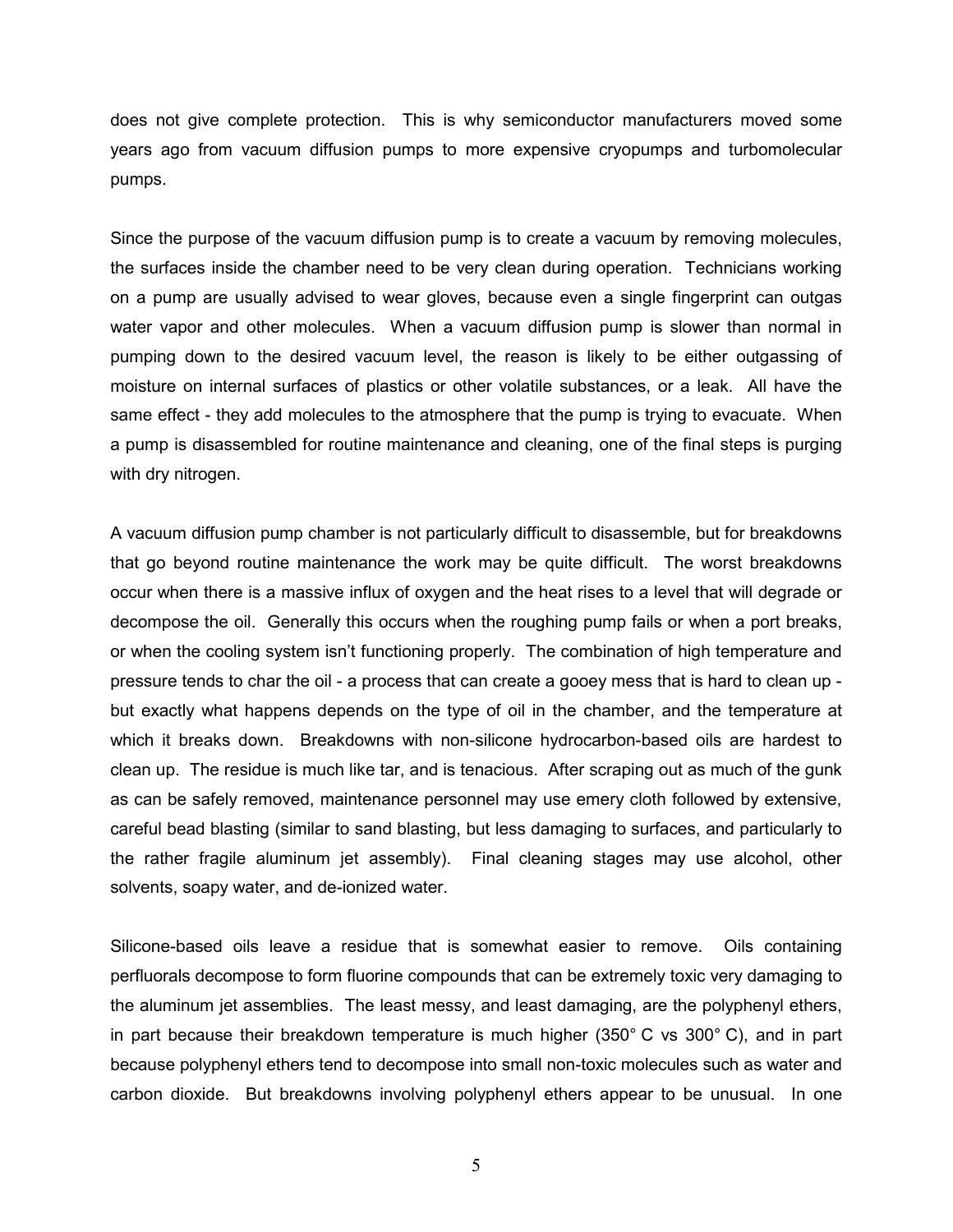does not give complete protection. This is why semiconductor manufacturers moved some years ago from vacuum diffusion pumps to more expensive cryopumps and turbomolecular pumps.

Since the purpose of the vacuum diffusion pump is to create a vacuum by removing molecules, the surfaces inside the chamber need to be very clean during operation. Technicians working on a pump are usually advised to wear gloves, because even a single fingerprint can outgas water vapor and other molecules. When a vacuum diffusion pump is slower than normal in pumping down to the desired vacuum level, the reason is likely to be either outgassing of moisture on internal surfaces of plastics or other volatile substances, or a leak. All have the same effect - they add molecules to the atmosphere that the pump is trying to evacuate. When a pump is disassembled for routine maintenance and cleaning, one of the final steps is purging with dry nitrogen.

A vacuum diffusion pump chamber is not particularly difficult to disassemble, but for breakdowns that go beyond routine maintenance the work may be quite difficult. The worst breakdowns occur when there is a massive influx of oxygen and the heat rises to a level that will degrade or decompose the oil. Generally this occurs when the roughing pump fails or when a port breaks, or when the cooling system isn't functioning properly. The combination of high temperature and pressure tends to char the oil - a process that can create a gooey mess that is hard to clean up - but exactly what happens depends on the type of oil in the chamber, and the temperature at which it breaks down. Breakdowns with non-silicone hydrocarbon-based oils are hardest to clean up. The residue is much like tar, and is tenacious. After scraping out as much of the gunk as can be safely removed, maintenance personnel may use emery cloth followed by extensive, careful bead blasting (similar to sand blasting, but less damaging to surfaces, and particularly to the rather fragile aluminum jet assembly). Final cleaning stages may use alcohol, other solvents, soapy water, and de-ionized water.

Silicone-based oils leave a residue that is somewhat easier to remove. Oils containing perfluorals decompose to form fluorine compounds that can be extremely toxic very damaging to the aluminum jet assemblies. The least messy, and least damaging, are the polyphenyl ethers, in part because their breakdown temperature is much higher (350° C vs 300° C), and in part because polyphenyl ethers tend to decompose into small non-toxic molecules such as water and carbon dioxide. But breakdowns involving polyphenyl ethers appear to be unusual. In one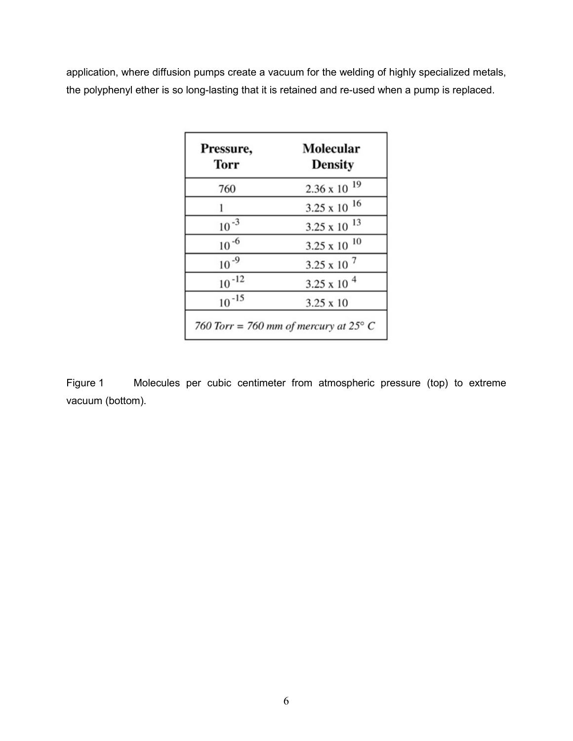application, where diffusion pumps create a vacuum for the welding of highly specialized metals, the polyphenyl ether is so long-lasting that it is retained and re-used when a pump is replaced.

| Pressure, Torr | Molecular Density |
|---|---|
| 760 | $2.36 \times 10^{19}$ |
| 1 | $3.25 \times 10^{16}$ |
| $10^{-3}$ | $3.25 \times 10^{13}$ |
| $10^{-6}$ | $3.25 \times 10^{10}$ |
| $10^{-9}$ | $3.25 \times 10^{7}$ |
| $10^{-12}$ | $3.25 \times 10^{4}$ |
| $10^{-15}$ | $3.25 \times 10$ |
| *760 Torr = 760 mm of mercury at 25° C* | |

Figure 1 Molecules per cubic centimeter from atmospheric pressure (top) to extreme vacuum (bottom).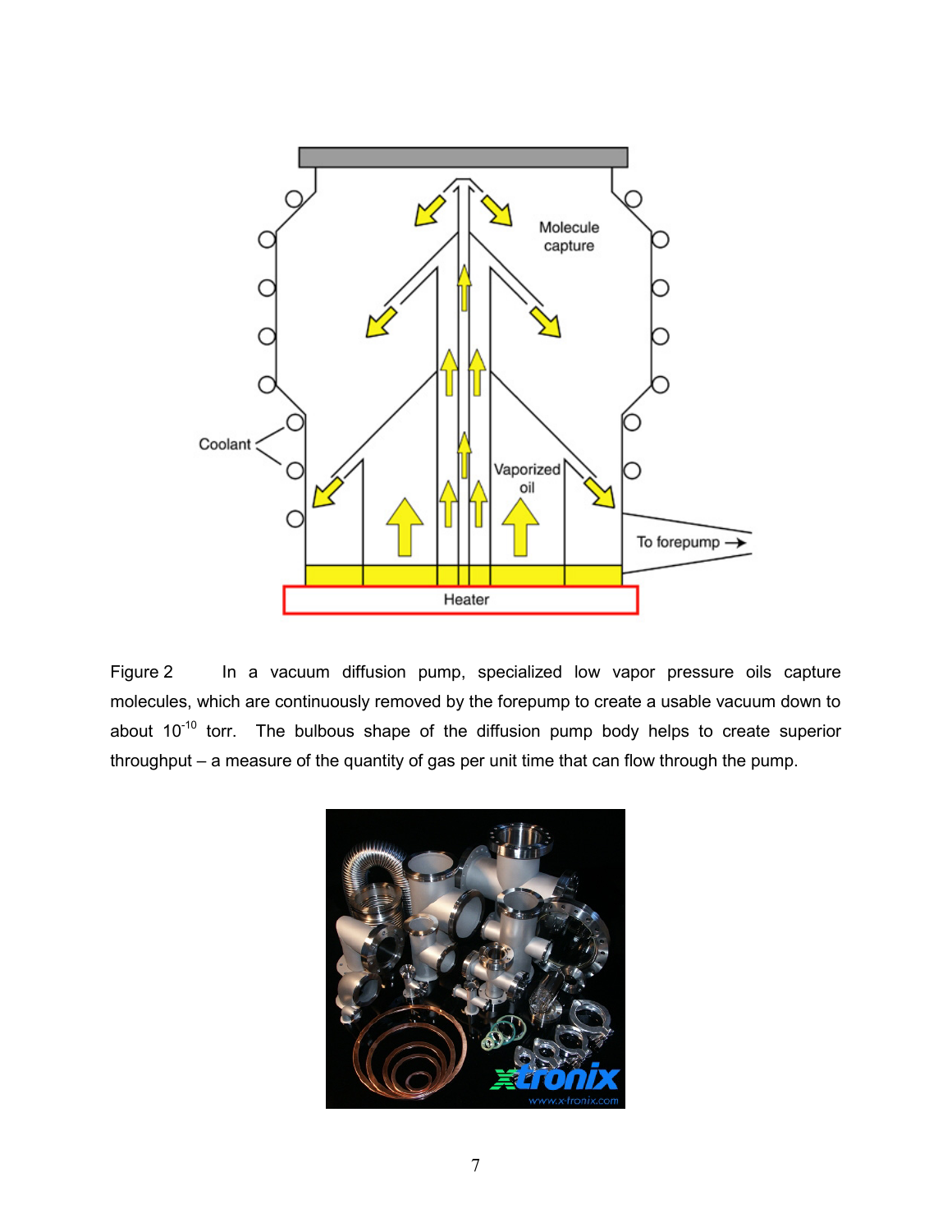Figure 2 In a vacuum diffusion pump, specialized low vapor pressure oils capture molecules, which are continuously removed by the forepump to create a usable vacuum down to about $10^{-10}$ torr. The bulbous shape of the diffusion pump body helps to create superior throughput – a measure of the quantity of gas per unit time that can flow through the pump.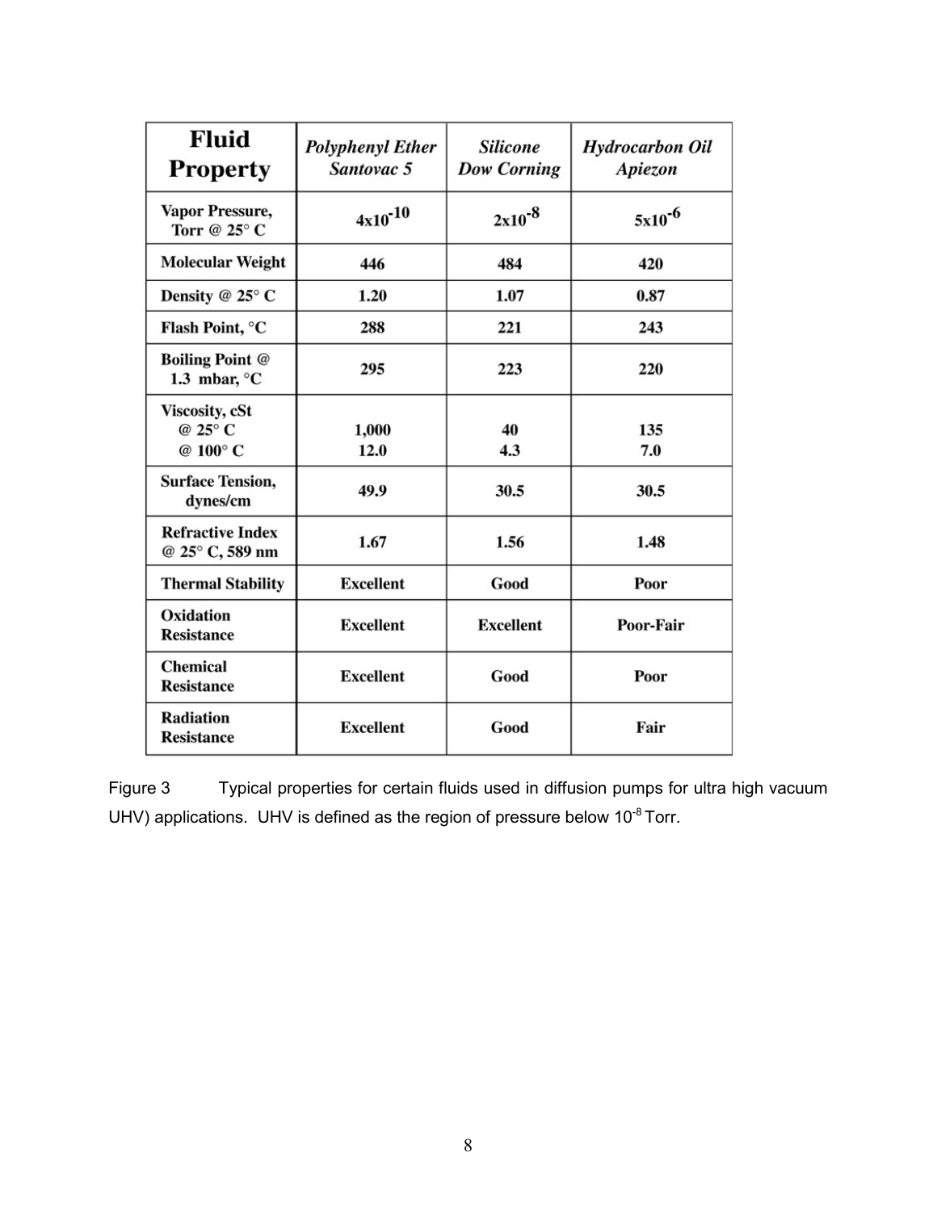| Fluid Property | *Polyphenyl Ether Santovac 5* | *Silicone Dow Corning* | *Hydrocarbon Oil Apiezon* |
|---|---|---|---|
| Vapor Pressure, Torr @ 25° C | $4 \times 10^{-10}$ | $2 \times 10^{-8}$ | $5 \times 10^{-6}$ |
| Molecular Weight | 446 | 484 | 420 |
| Density @ 25° C | 1.20 | 1.07 | 0.87 |
| Flash Point, °C | 288 | 221 | 243 |
| Boiling Point @ 1.3 mbar, °C | 295 | 223 | 220 |
| Viscosity, cSt @ 25° C @ 100° C | 1,000 12.0 | 40 4.3 | 135 7.0 |
| Surface Tension, dynes/cm | 49.9 | 30.5 | 30.5 |
| Refractive Index @ 25° C, 589 nm | 1.67 | 1.56 | 1.48 |
| Thermal Stability | Excellent | Good | Poor |
| Oxidation Resistance | Excellent | Excellent | Poor-Fair |
| Chemical Resistance | Excellent | Good | Poor |
| Radiation Resistance | Excellent | Good | Fair |

Figure 3 Typical properties for certain fluids used in diffusion pumps for ultra high vacuum UHV) applications. UHV is defined as the region of pressure below $10^{-8}$ Torr.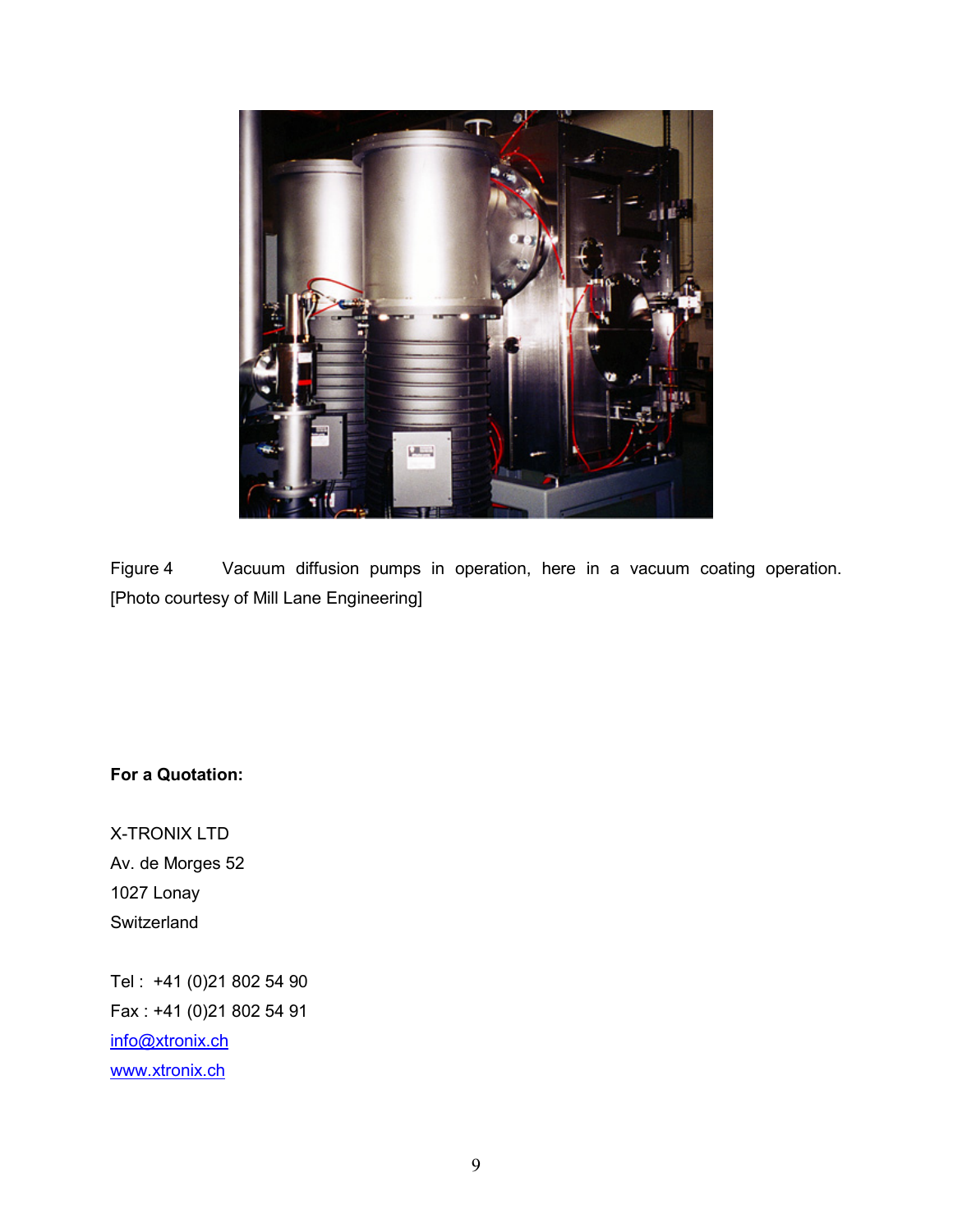Figure 4 Vacuum diffusion pumps in operation, here in a vacuum coating operation. [Photo courtesy of Mill Lane Engineering]

**For a Quotation:**

X-TRONIX LTD
Av. de Morges 52
1027 Lonay
Switzerland

Tel : +41 (0)21 802 54 90
Fax : +41 (0)21 802 54 91
info@xtronix.ch
www.xtronix.ch